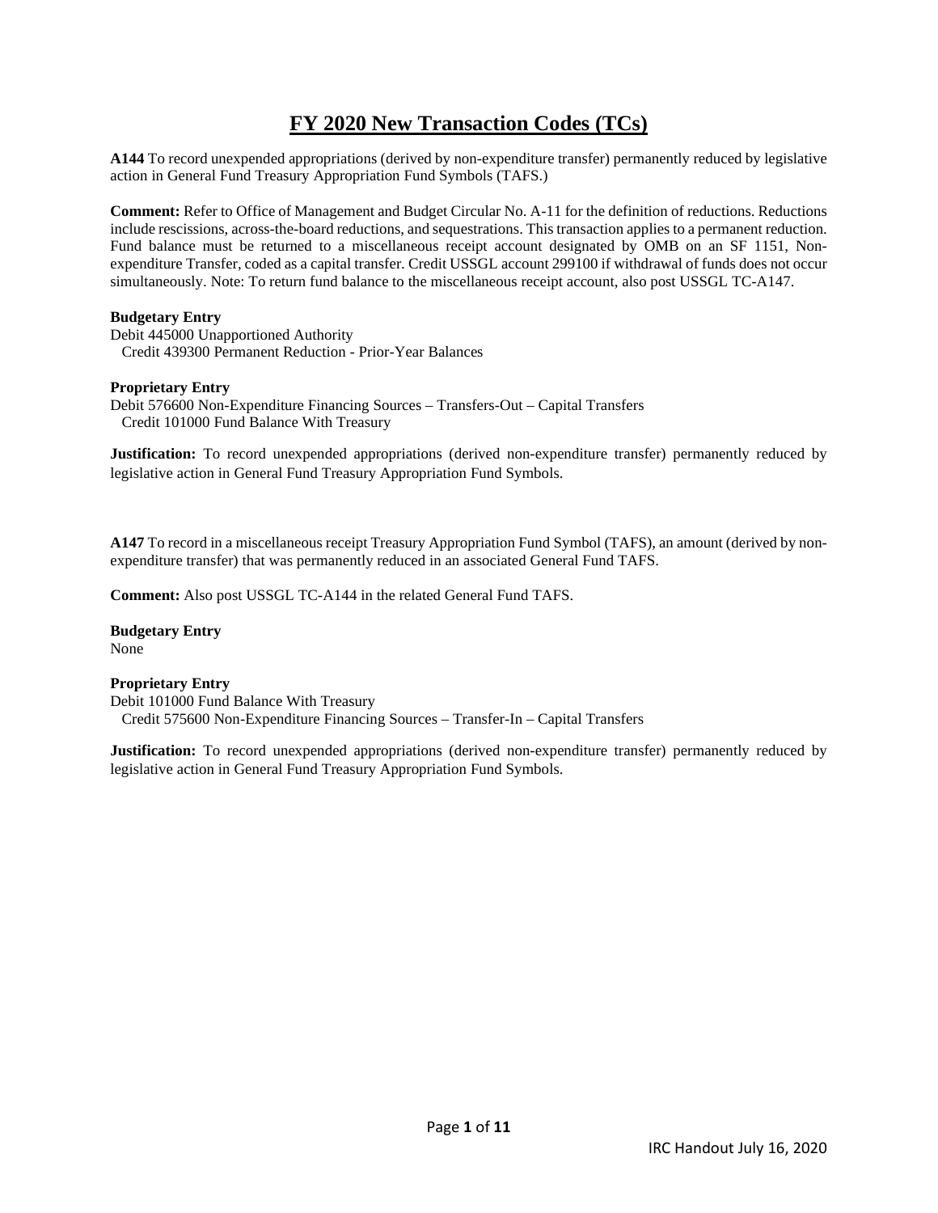# FY 2020 New Transaction Codes (TCs)

**A144** To record unexpended appropriations (derived by non-expenditure transfer) permanently reduced by legislative action in General Fund Treasury Appropriation Fund Symbols (TAFS.)

**Comment:** Refer to Office of Management and Budget Circular No. A-11 for the definition of reductions. Reductions include rescissions, across-the-board reductions, and sequestrations. This transaction applies to a permanent reduction. Fund balance must be returned to a miscellaneous receipt account designated by OMB on an SF 1151, Non-expenditure Transfer, coded as a capital transfer. Credit USSGL account 299100 if withdrawal of funds does not occur simultaneously. Note: To return fund balance to the miscellaneous receipt account, also post USSGL TC-A147.

**Budgetary Entry**
Debit 445000 Unapportioned Authority
  Credit 439300 Permanent Reduction - Prior-Year Balances

**Proprietary Entry**
Debit 576600 Non-Expenditure Financing Sources – Transfers-Out – Capital Transfers
  Credit 101000 Fund Balance With Treasury

**Justification:** To record unexpended appropriations (derived non-expenditure transfer) permanently reduced by legislative action in General Fund Treasury Appropriation Fund Symbols.

**A147** To record in a miscellaneous receipt Treasury Appropriation Fund Symbol (TAFS), an amount (derived by non-expenditure transfer) that was permanently reduced in an associated General Fund TAFS.

**Comment:** Also post USSGL TC-A144 in the related General Fund TAFS.

**Budgetary Entry**
None

**Proprietary Entry**
Debit 101000 Fund Balance With Treasury
  Credit 575600 Non-Expenditure Financing Sources – Transfer-In – Capital Transfers

**Justification:** To record unexpended appropriations (derived non-expenditure transfer) permanently reduced by legislative action in General Fund Treasury Appropriation Fund Symbols.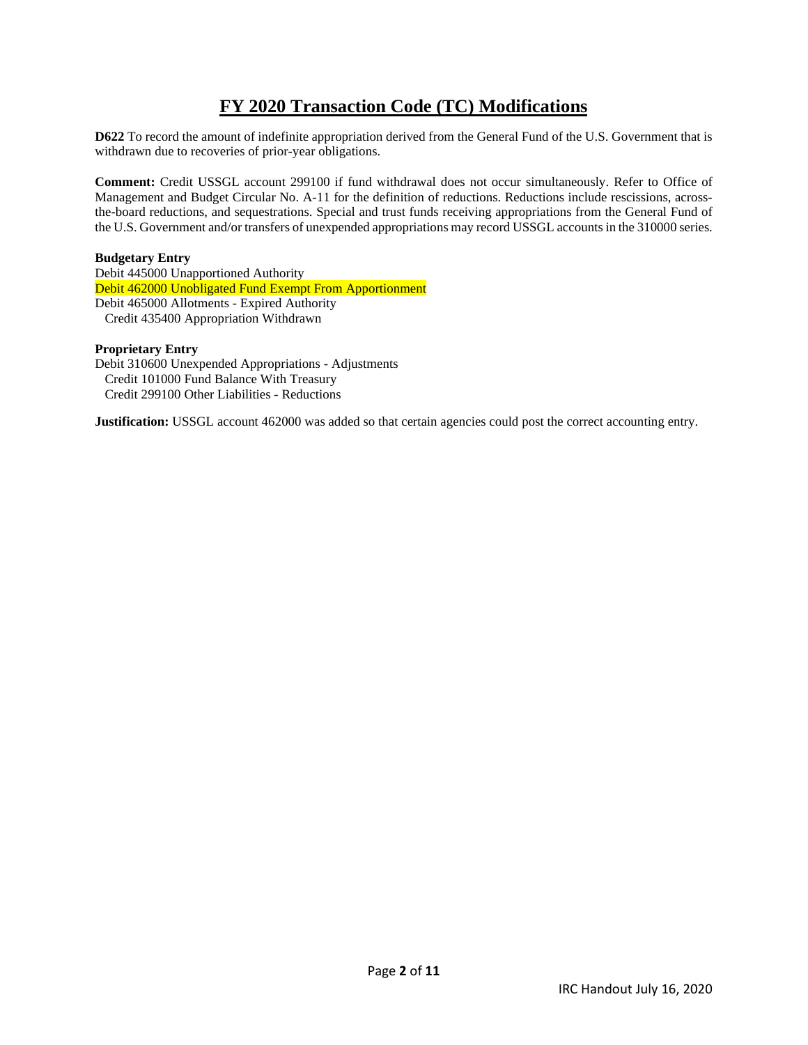# FY 2020 Transaction Code (TC) Modifications

**D622** To record the amount of indefinite appropriation derived from the General Fund of the U.S. Government that is withdrawn due to recoveries of prior-year obligations.

**Comment:** Credit USSGL account 299100 if fund withdrawal does not occur simultaneously. Refer to Office of Management and Budget Circular No. A-11 for the definition of reductions. Reductions include rescissions, across-the-board reductions, and sequestrations. Special and trust funds receiving appropriations from the General Fund of the U.S. Government and/or transfers of unexpended appropriations may record USSGL accounts in the 310000 series.

**Budgetary Entry**

Debit 445000 Unapportioned Authority
Debit 462000 Unobligated Fund Exempt From Apportionment
Debit 465000 Allotments - Expired Authority
  Credit 435400 Appropriation Withdrawn

**Proprietary Entry**

Debit 310600 Unexpended Appropriations - Adjustments
  Credit 101000 Fund Balance With Treasury
  Credit 299100 Other Liabilities - Reductions

**Justification:** USSGL account 462000 was added so that certain agencies could post the correct accounting entry.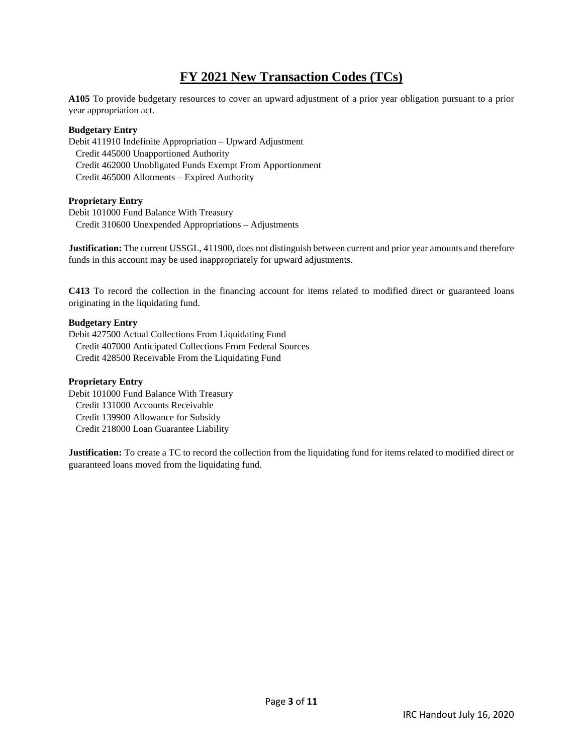# FY 2021 New Transaction Codes (TCs)

**A105** To provide budgetary resources to cover an upward adjustment of a prior year obligation pursuant to a prior year appropriation act.

**Budgetary Entry**

Debit 411910 Indefinite Appropriation – Upward Adjustment
  Credit 445000 Unapportioned Authority
  Credit 462000 Unobligated Funds Exempt From Apportionment
  Credit 465000 Allotments – Expired Authority

**Proprietary Entry**

Debit 101000 Fund Balance With Treasury
  Credit 310600 Unexpended Appropriations – Adjustments

**Justification:** The current USSGL, 411900, does not distinguish between current and prior year amounts and therefore funds in this account may be used inappropriately for upward adjustments.

**C413** To record the collection in the financing account for items related to modified direct or guaranteed loans originating in the liquidating fund.

**Budgetary Entry**

Debit 427500 Actual Collections From Liquidating Fund
  Credit 407000 Anticipated Collections From Federal Sources
  Credit 428500 Receivable From the Liquidating Fund

**Proprietary Entry**

Debit 101000 Fund Balance With Treasury
  Credit 131000 Accounts Receivable
  Credit 139900 Allowance for Subsidy
  Credit 218000 Loan Guarantee Liability

**Justification:** To create a TC to record the collection from the liquidating fund for items related to modified direct or guaranteed loans moved from the liquidating fund.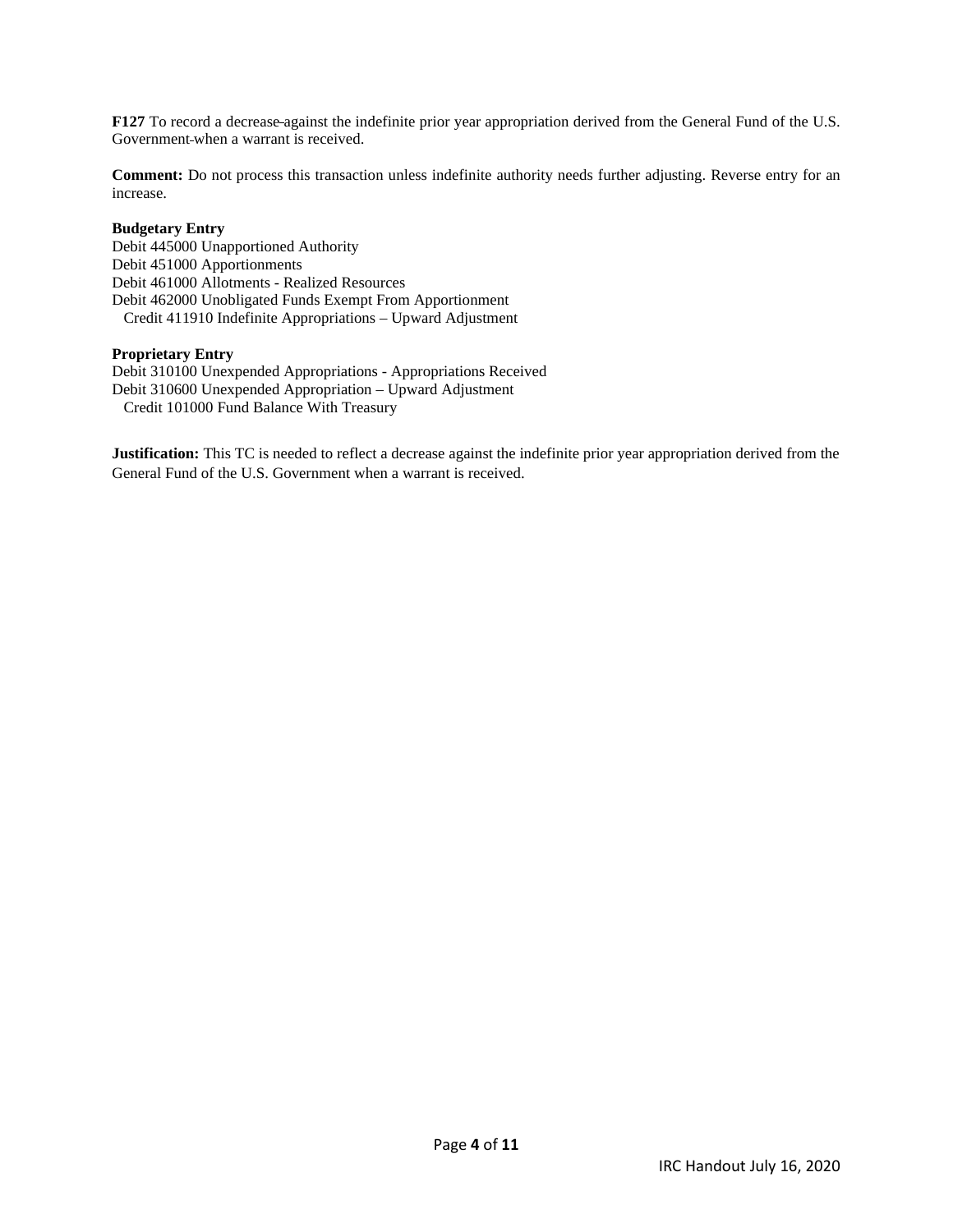**F127** To record a decrease against the indefinite prior year appropriation derived from the General Fund of the U.S. Government when a warrant is received.

**Comment:** Do not process this transaction unless indefinite authority needs further adjusting. Reverse entry for an increase.

**Budgetary Entry**
Debit 445000 Unapportioned Authority
Debit 451000 Apportionments
Debit 461000 Allotments - Realized Resources
Debit 462000 Unobligated Funds Exempt From Apportionment
  Credit 411910 Indefinite Appropriations – Upward Adjustment

**Proprietary Entry**
Debit 310100 Unexpended Appropriations - Appropriations Received
Debit 310600 Unexpended Appropriation – Upward Adjustment
  Credit 101000 Fund Balance With Treasury

**Justification:** This TC is needed to reflect a decrease against the indefinite prior year appropriation derived from the General Fund of the U.S. Government when a warrant is received.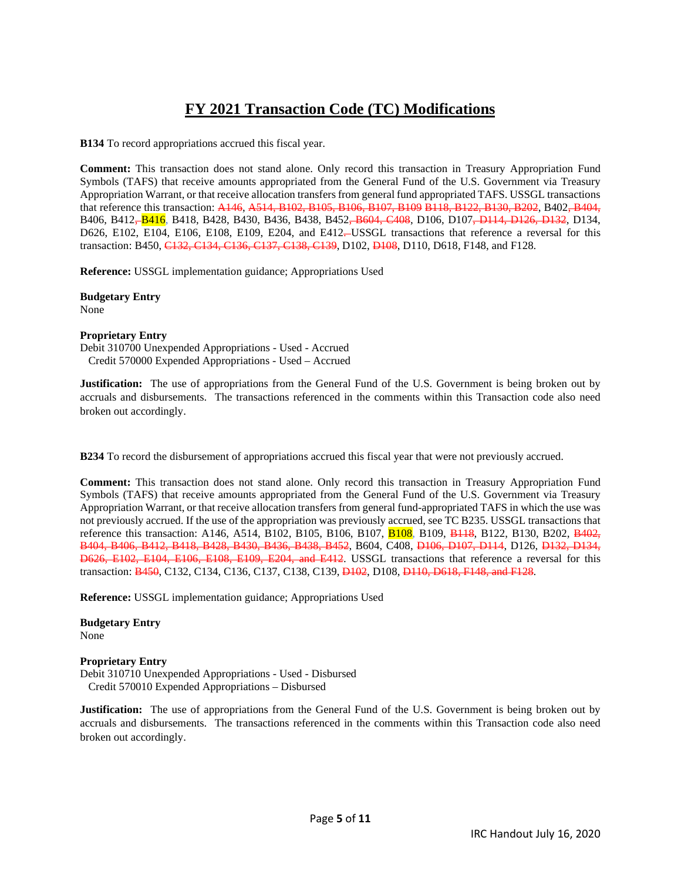# FY 2021 Transaction Code (TC) Modifications

**B134** To record appropriations accrued this fiscal year.

**Comment:** This transaction does not stand alone. Only record this transaction in Treasury Appropriation Fund Symbols (TAFS) that receive amounts appropriated from the General Fund of the U.S. Government via Treasury Appropriation Warrant, or that receive allocation transfers from general fund appropriated TAFS. USSGL transactions that reference this transaction: ~~A146~~, ~~A514, B102, B105, B106, B107, B109 B118, B122, B130, B202~~, B402~~, B404,~~ B406, B412~~,~~ B416, B418, B428, B430, B436, B438, B452~~, B604, C408~~, D106, D107~~, D114, D126, D132~~, D134, D626, E102, E104, E106, E108, E109, E204, and E412~~.~~ USSGL transactions that reference a reversal for this transaction: B450, ~~C132, C134, C136, C137, C138, C139~~, D102, ~~D108~~, D110, D618, F148, and F128.

**Reference:** USSGL implementation guidance; Appropriations Used

**Budgetary Entry**
None

**Proprietary Entry**
Debit 310700 Unexpended Appropriations - Used - Accrued
Credit 570000 Expended Appropriations - Used – Accrued

**Justification:** The use of appropriations from the General Fund of the U.S. Government is being broken out by accruals and disbursements. The transactions referenced in the comments within this Transaction code also need broken out accordingly.

**B234** To record the disbursement of appropriations accrued this fiscal year that were not previously accrued.

**Comment:** This transaction does not stand alone. Only record this transaction in Treasury Appropriation Fund Symbols (TAFS) that receive amounts appropriated from the General Fund of the U.S. Government via Treasury Appropriation Warrant, or that receive allocation transfers from general fund-appropriated TAFS in which the use was not previously accrued. If the use of the appropriation was previously accrued, see TC B235. USSGL transactions that reference this transaction: A146, A514, B102, B105, B106, B107, B108, B109, ~~B118~~, B122, B130, B202, ~~B402, B404, B406, B412, B418, B428, B430, B436, B438, B452~~, B604, C408, ~~D106, D107, D114~~, D126, ~~D132, D134, D626, E102, E104, E106, E108, E109, E204, and E412~~. USSGL transactions that reference a reversal for this transaction: ~~B450~~, C132, C134, C136, C137, C138, C139, ~~D102~~, D108, ~~D110, D618, F148, and F128~~.

**Reference:** USSGL implementation guidance; Appropriations Used

**Budgetary Entry**
None

**Proprietary Entry**
Debit 310710 Unexpended Appropriations - Used - Disbursed
Credit 570010 Expended Appropriations – Disbursed

**Justification:** The use of appropriations from the General Fund of the U.S. Government is being broken out by accruals and disbursements. The transactions referenced in the comments within this Transaction code also need broken out accordingly.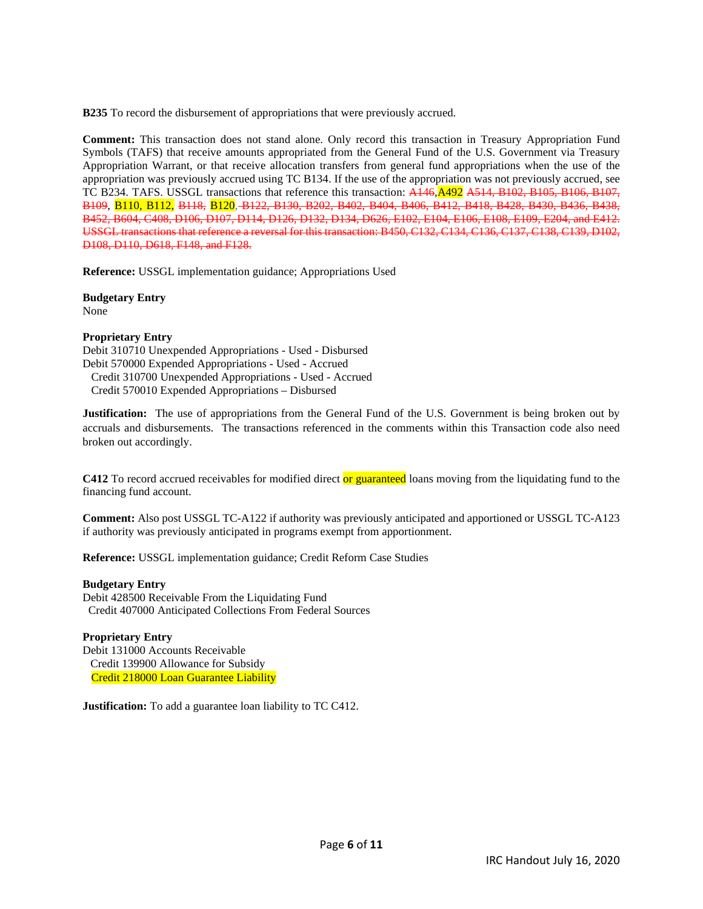**B235** To record the disbursement of appropriations that were previously accrued.

**Comment:** This transaction does not stand alone. Only record this transaction in Treasury Appropriation Fund Symbols (TAFS) that receive amounts appropriated from the General Fund of the U.S. Government via Treasury Appropriation Warrant, or that receive allocation transfers from general fund appropriations when the use of the appropriation was previously accrued using TC B134. If the use of the appropriation was not previously accrued, see TC B234. TAFS. USSGL transactions that reference this transaction: ~~A146~~,A492 ~~A514, B102, B105, B106, B107, B109~~, B110, B112, ~~B118,~~ B120, ~~B122, B130, B202, B402, B404, B406, B412, B418, B428, B430, B436, B438, B452, B604, C408, D106, D107, D114, D126, D132, D134, D626, E102, E104, E106, E108, E109, E204, and E412. USSGL transactions that reference a reversal for this transaction: B450, C132, C134, C136, C137, C138, C139, D102, D108, D110, D618, F148, and F128.~~

**Reference:** USSGL implementation guidance; Appropriations Used

**Budgetary Entry**
None

**Proprietary Entry**
Debit 310710 Unexpended Appropriations - Used - Disbursed
Debit 570000 Expended Appropriations - Used - Accrued
  Credit 310700 Unexpended Appropriations - Used - Accrued
  Credit 570010 Expended Appropriations – Disbursed

**Justification:** The use of appropriations from the General Fund of the U.S. Government is being broken out by accruals and disbursements. The transactions referenced in the comments within this Transaction code also need broken out accordingly.

**C412** To record accrued receivables for modified direct or guaranteed loans moving from the liquidating fund to the financing fund account.

**Comment:** Also post USSGL TC-A122 if authority was previously anticipated and apportioned or USSGL TC-A123 if authority was previously anticipated in programs exempt from apportionment.

**Reference:** USSGL implementation guidance; Credit Reform Case Studies

**Budgetary Entry**
Debit 428500 Receivable From the Liquidating Fund
  Credit 407000 Anticipated Collections From Federal Sources

**Proprietary Entry**
Debit 131000 Accounts Receivable
  Credit 139900 Allowance for Subsidy
  Credit 218000 Loan Guarantee Liability

**Justification:** To add a guarantee loan liability to TC C412.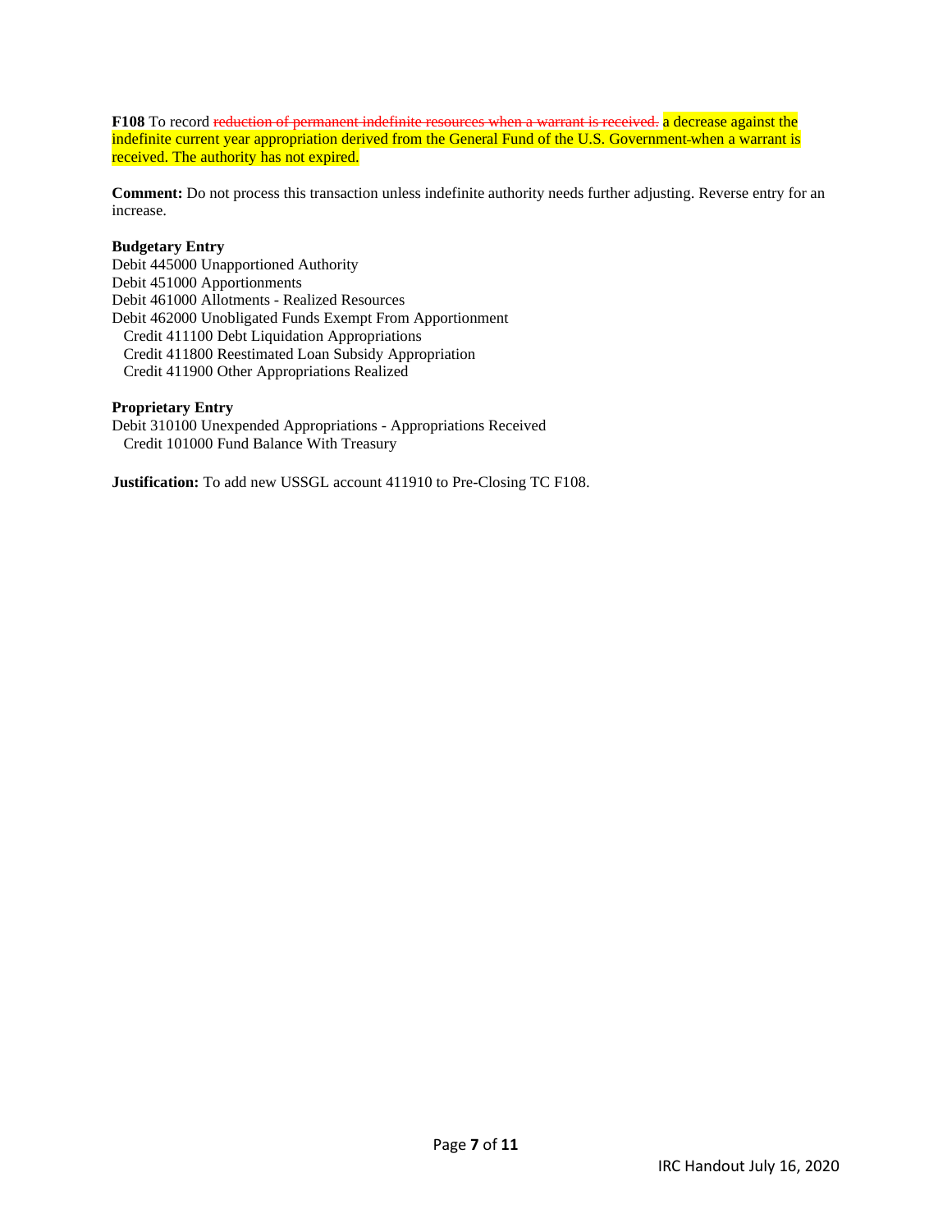**F108** To record ~~reduction of permanent indefinite resources when a warrant is received.~~ a decrease against the indefinite current year appropriation derived from the General Fund of the U.S. Government ~~-~~when a warrant is received. The authority has not expired.

**Comment:** Do not process this transaction unless indefinite authority needs further adjusting. Reverse entry for an increase.

**Budgetary Entry**
Debit 445000 Unapportioned Authority
Debit 451000 Apportionments
Debit 461000 Allotments - Realized Resources
Debit 462000 Unobligated Funds Exempt From Apportionment
  Credit 411100 Debt Liquidation Appropriations
  Credit 411800 Reestimated Loan Subsidy Appropriation
  Credit 411900 Other Appropriations Realized

**Proprietary Entry**
Debit 310100 Unexpended Appropriations - Appropriations Received
  Credit 101000 Fund Balance With Treasury

**Justification:** To add new USSGL account 411910 to Pre-Closing TC F108.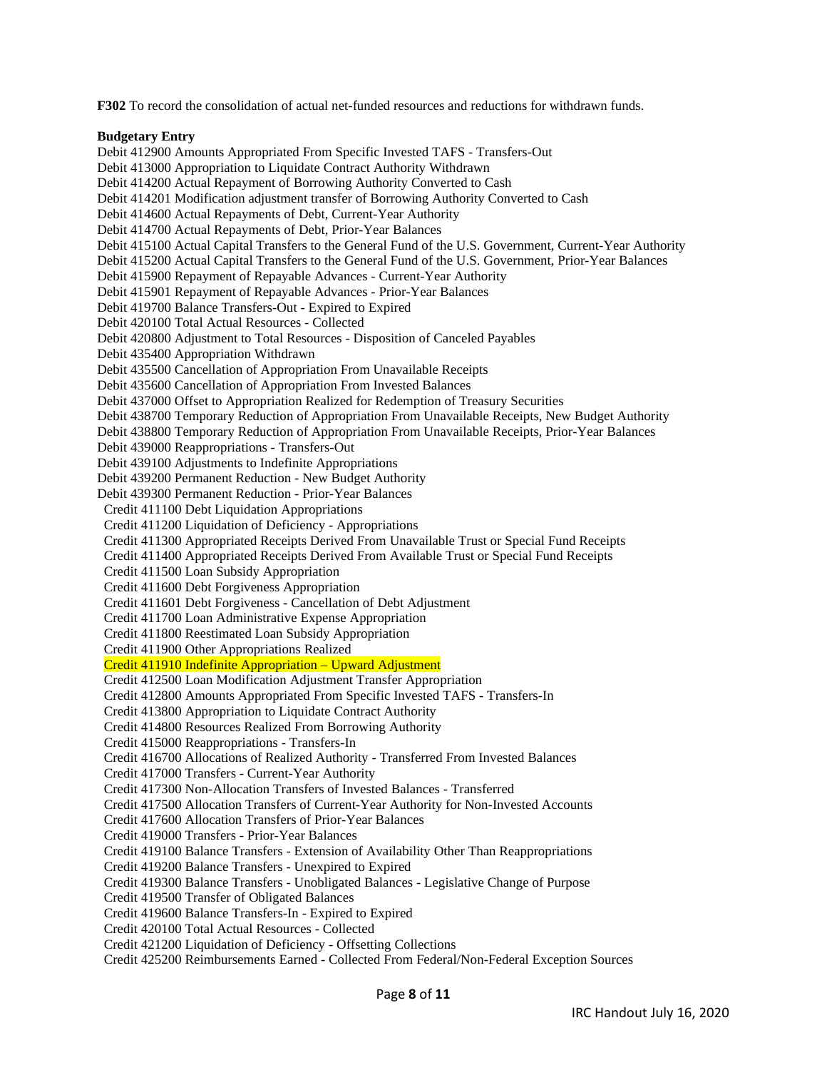**F302** To record the consolidation of actual net-funded resources and reductions for withdrawn funds.

**Budgetary Entry**

Debit 412900 Amounts Appropriated From Specific Invested TAFS - Transfers-Out
Debit 413000 Appropriation to Liquidate Contract Authority Withdrawn
Debit 414200 Actual Repayment of Borrowing Authority Converted to Cash
Debit 414201 Modification adjustment transfer of Borrowing Authority Converted to Cash
Debit 414600 Actual Repayments of Debt, Current-Year Authority
Debit 414700 Actual Repayments of Debt, Prior-Year Balances
Debit 415100 Actual Capital Transfers to the General Fund of the U.S. Government, Current-Year Authority
Debit 415200 Actual Capital Transfers to the General Fund of the U.S. Government, Prior-Year Balances
Debit 415900 Repayment of Repayable Advances - Current-Year Authority
Debit 415901 Repayment of Repayable Advances - Prior-Year Balances
Debit 419700 Balance Transfers-Out - Expired to Expired
Debit 420100 Total Actual Resources - Collected
Debit 420800 Adjustment to Total Resources - Disposition of Canceled Payables
Debit 435400 Appropriation Withdrawn
Debit 435500 Cancellation of Appropriation From Unavailable Receipts
Debit 435600 Cancellation of Appropriation From Invested Balances
Debit 437000 Offset to Appropriation Realized for Redemption of Treasury Securities
Debit 438700 Temporary Reduction of Appropriation From Unavailable Receipts, New Budget Authority
Debit 438800 Temporary Reduction of Appropriation From Unavailable Receipts, Prior-Year Balances
Debit 439000 Reappropriations - Transfers-Out
Debit 439100 Adjustments to Indefinite Appropriations
Debit 439200 Permanent Reduction - New Budget Authority
Debit 439300 Permanent Reduction - Prior-Year Balances
Credit 411100 Debt Liquidation Appropriations
Credit 411200 Liquidation of Deficiency - Appropriations
Credit 411300 Appropriated Receipts Derived From Unavailable Trust or Special Fund Receipts
Credit 411400 Appropriated Receipts Derived From Available Trust or Special Fund Receipts
Credit 411500 Loan Subsidy Appropriation
Credit 411600 Debt Forgiveness Appropriation
Credit 411601 Debt Forgiveness - Cancellation of Debt Adjustment
Credit 411700 Loan Administrative Expense Appropriation
Credit 411800 Reestimated Loan Subsidy Appropriation
Credit 411900 Other Appropriations Realized
Credit 411910 Indefinite Appropriation – Upward Adjustment
Credit 412500 Loan Modification Adjustment Transfer Appropriation
Credit 412800 Amounts Appropriated From Specific Invested TAFS - Transfers-In
Credit 413800 Appropriation to Liquidate Contract Authority
Credit 414800 Resources Realized From Borrowing Authority
Credit 415000 Reappropriations - Transfers-In
Credit 416700 Allocations of Realized Authority - Transferred From Invested Balances
Credit 417000 Transfers - Current-Year Authority
Credit 417300 Non-Allocation Transfers of Invested Balances - Transferred
Credit 417500 Allocation Transfers of Current-Year Authority for Non-Invested Accounts
Credit 417600 Allocation Transfers of Prior-Year Balances
Credit 419000 Transfers - Prior-Year Balances
Credit 419100 Balance Transfers - Extension of Availability Other Than Reappropriations
Credit 419200 Balance Transfers - Unexpired to Expired
Credit 419300 Balance Transfers - Unobligated Balances - Legislative Change of Purpose
Credit 419500 Transfer of Obligated Balances
Credit 419600 Balance Transfers-In - Expired to Expired
Credit 420100 Total Actual Resources - Collected
Credit 421200 Liquidation of Deficiency - Offsetting Collections
Credit 425200 Reimbursements Earned - Collected From Federal/Non-Federal Exception Sources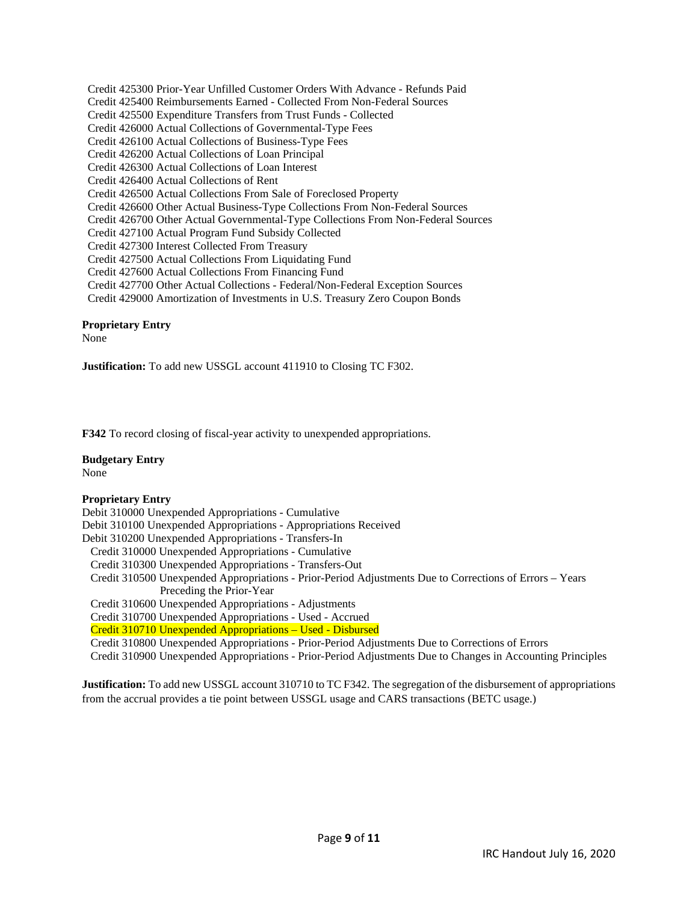Credit 425300 Prior-Year Unfilled Customer Orders With Advance - Refunds Paid
Credit 425400 Reimbursements Earned - Collected From Non-Federal Sources
Credit 425500 Expenditure Transfers from Trust Funds - Collected
Credit 426000 Actual Collections of Governmental-Type Fees
Credit 426100 Actual Collections of Business-Type Fees
Credit 426200 Actual Collections of Loan Principal
Credit 426300 Actual Collections of Loan Interest
Credit 426400 Actual Collections of Rent
Credit 426500 Actual Collections From Sale of Foreclosed Property
Credit 426600 Other Actual Business-Type Collections From Non-Federal Sources
Credit 426700 Other Actual Governmental-Type Collections From Non-Federal Sources
Credit 427100 Actual Program Fund Subsidy Collected
Credit 427300 Interest Collected From Treasury
Credit 427500 Actual Collections From Liquidating Fund
Credit 427600 Actual Collections From Financing Fund
Credit 427700 Other Actual Collections - Federal/Non-Federal Exception Sources
Credit 429000 Amortization of Investments in U.S. Treasury Zero Coupon Bonds

**Proprietary Entry**
None

**Justification:** To add new USSGL account 411910 to Closing TC F302.

**F342** To record closing of fiscal-year activity to unexpended appropriations.

**Budgetary Entry**
None

**Proprietary Entry**
Debit 310000 Unexpended Appropriations - Cumulative
Debit 310100 Unexpended Appropriations - Appropriations Received
Debit 310200 Unexpended Appropriations - Transfers-In
Credit 310000 Unexpended Appropriations - Cumulative
Credit 310300 Unexpended Appropriations - Transfers-Out
Credit 310500 Unexpended Appropriations - Prior-Period Adjustments Due to Corrections of Errors – Years Preceding the Prior-Year
Credit 310600 Unexpended Appropriations - Adjustments
Credit 310700 Unexpended Appropriations - Used - Accrued
Credit 310710 Unexpended Appropriations – Used - Disbursed
Credit 310800 Unexpended Appropriations - Prior-Period Adjustments Due to Corrections of Errors
Credit 310900 Unexpended Appropriations - Prior-Period Adjustments Due to Changes in Accounting Principles

**Justification:** To add new USSGL account 310710 to TC F342. The segregation of the disbursement of appropriations from the accrual provides a tie point between USSGL usage and CARS transactions (BETC usage.)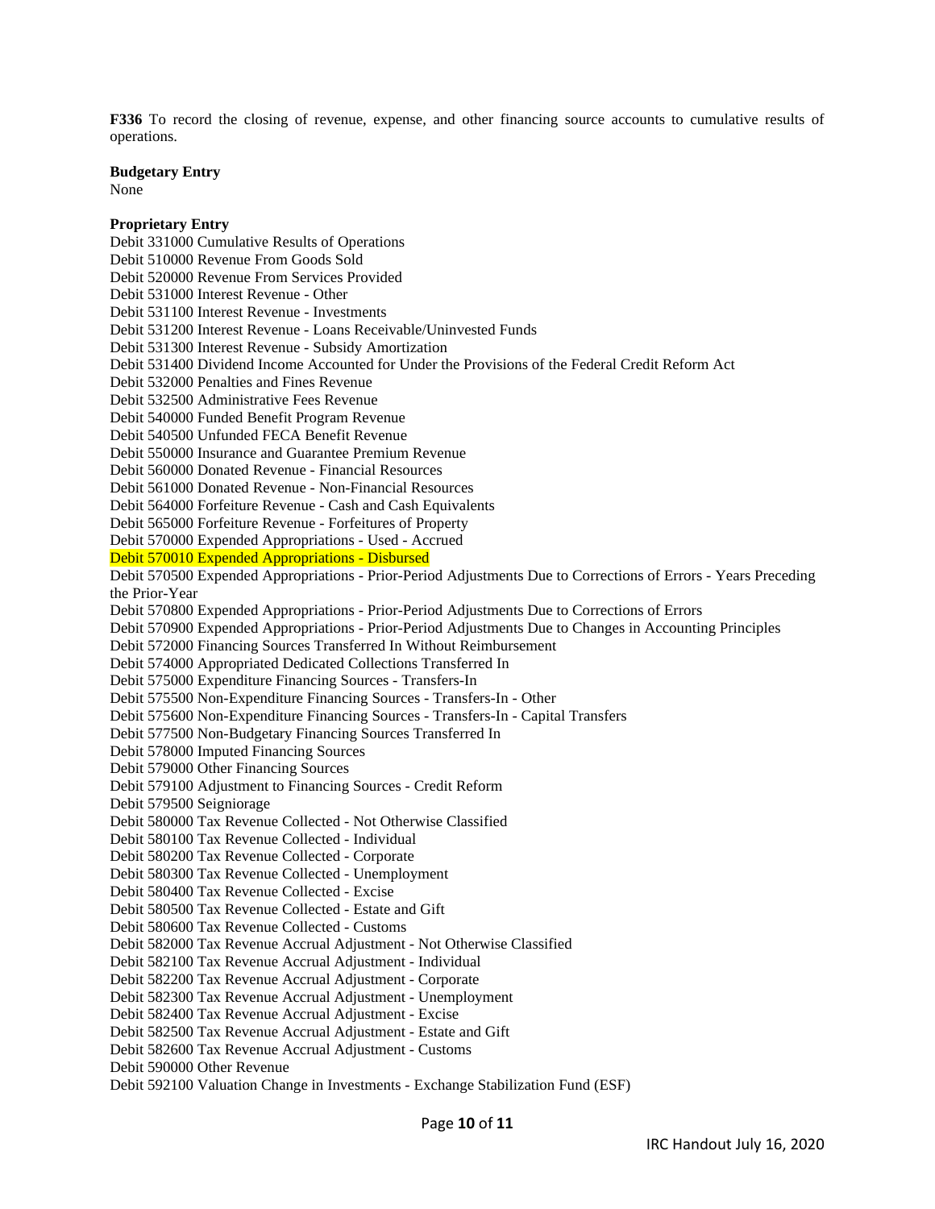**F336** To record the closing of revenue, expense, and other financing source accounts to cumulative results of operations.

**Budgetary Entry**
None

**Proprietary Entry**
Debit 331000 Cumulative Results of Operations
Debit 510000 Revenue From Goods Sold
Debit 520000 Revenue From Services Provided
Debit 531000 Interest Revenue - Other
Debit 531100 Interest Revenue - Investments
Debit 531200 Interest Revenue - Loans Receivable/Uninvested Funds
Debit 531300 Interest Revenue - Subsidy Amortization
Debit 531400 Dividend Income Accounted for Under the Provisions of the Federal Credit Reform Act
Debit 532000 Penalties and Fines Revenue
Debit 532500 Administrative Fees Revenue
Debit 540000 Funded Benefit Program Revenue
Debit 540500 Unfunded FECA Benefit Revenue
Debit 550000 Insurance and Guarantee Premium Revenue
Debit 560000 Donated Revenue - Financial Resources
Debit 561000 Donated Revenue - Non-Financial Resources
Debit 564000 Forfeiture Revenue - Cash and Cash Equivalents
Debit 565000 Forfeiture Revenue - Forfeitures of Property
Debit 570000 Expended Appropriations - Used - Accrued
Debit 570010 Expended Appropriations - Disbursed
Debit 570500 Expended Appropriations - Prior-Period Adjustments Due to Corrections of Errors - Years Preceding the Prior-Year
Debit 570800 Expended Appropriations - Prior-Period Adjustments Due to Corrections of Errors
Debit 570900 Expended Appropriations - Prior-Period Adjustments Due to Changes in Accounting Principles
Debit 572000 Financing Sources Transferred In Without Reimbursement
Debit 574000 Appropriated Dedicated Collections Transferred In
Debit 575000 Expenditure Financing Sources - Transfers-In
Debit 575500 Non-Expenditure Financing Sources - Transfers-In - Other
Debit 575600 Non-Expenditure Financing Sources - Transfers-In - Capital Transfers
Debit 577500 Non-Budgetary Financing Sources Transferred In
Debit 578000 Imputed Financing Sources
Debit 579000 Other Financing Sources
Debit 579100 Adjustment to Financing Sources - Credit Reform
Debit 579500 Seigniorage
Debit 580000 Tax Revenue Collected - Not Otherwise Classified
Debit 580100 Tax Revenue Collected - Individual
Debit 580200 Tax Revenue Collected - Corporate
Debit 580300 Tax Revenue Collected - Unemployment
Debit 580400 Tax Revenue Collected - Excise
Debit 580500 Tax Revenue Collected - Estate and Gift
Debit 580600 Tax Revenue Collected - Customs
Debit 582000 Tax Revenue Accrual Adjustment - Not Otherwise Classified
Debit 582100 Tax Revenue Accrual Adjustment - Individual
Debit 582200 Tax Revenue Accrual Adjustment - Corporate
Debit 582300 Tax Revenue Accrual Adjustment - Unemployment
Debit 582400 Tax Revenue Accrual Adjustment - Excise
Debit 582500 Tax Revenue Accrual Adjustment - Estate and Gift
Debit 582600 Tax Revenue Accrual Adjustment - Customs
Debit 590000 Other Revenue
Debit 592100 Valuation Change in Investments - Exchange Stabilization Fund (ESF)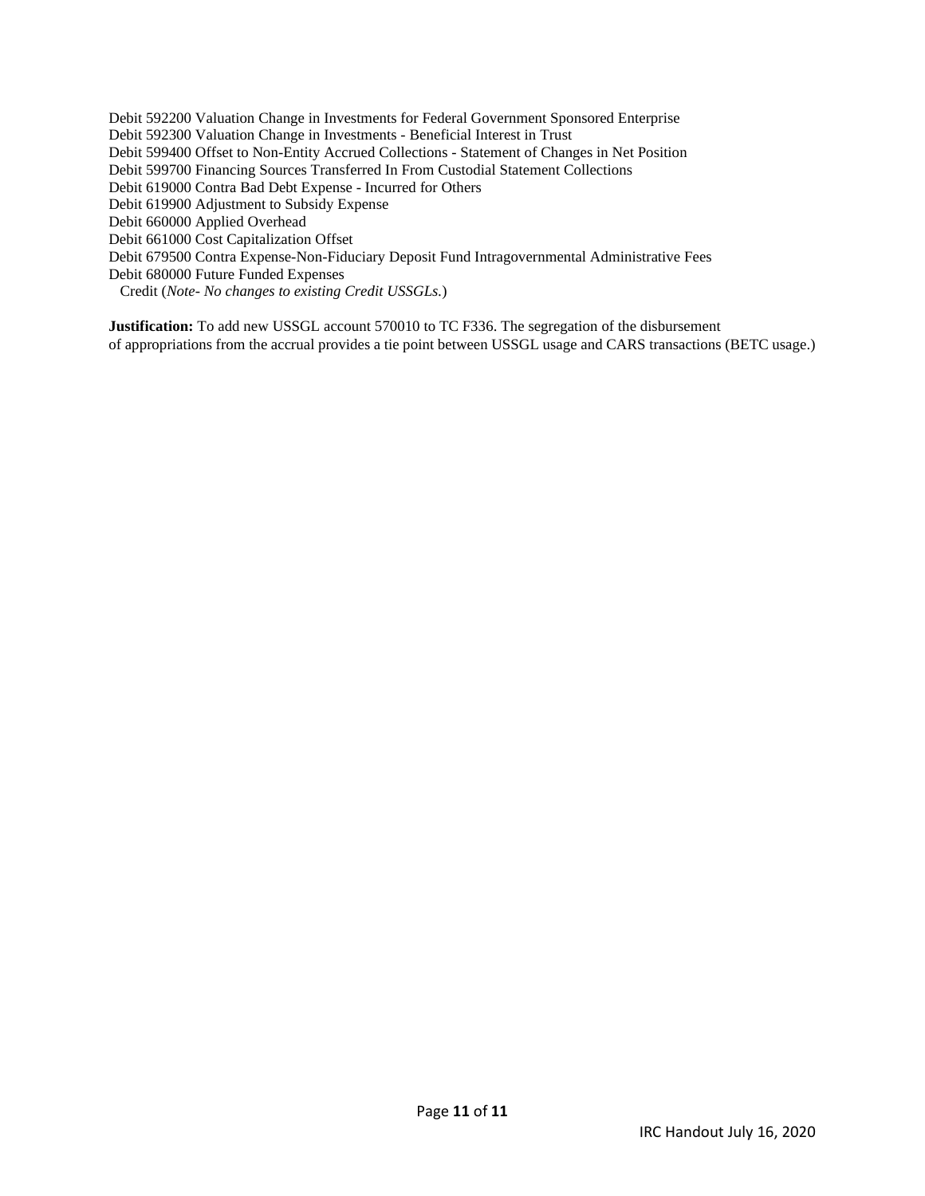Debit 592200 Valuation Change in Investments for Federal Government Sponsored Enterprise
Debit 592300 Valuation Change in Investments - Beneficial Interest in Trust
Debit 599400 Offset to Non-Entity Accrued Collections - Statement of Changes in Net Position
Debit 599700 Financing Sources Transferred In From Custodial Statement Collections
Debit 619000 Contra Bad Debt Expense - Incurred for Others
Debit 619900 Adjustment to Subsidy Expense
Debit 660000 Applied Overhead
Debit 661000 Cost Capitalization Offset
Debit 679500 Contra Expense-Non-Fiduciary Deposit Fund Intragovernmental Administrative Fees
Debit 680000 Future Funded Expenses
Credit (*Note- No changes to existing Credit USSGLs.*)

**Justification:** To add new USSGL account 570010 to TC F336. The segregation of the disbursement of appropriations from the accrual provides a tie point between USSGL usage and CARS transactions (BETC usage.)